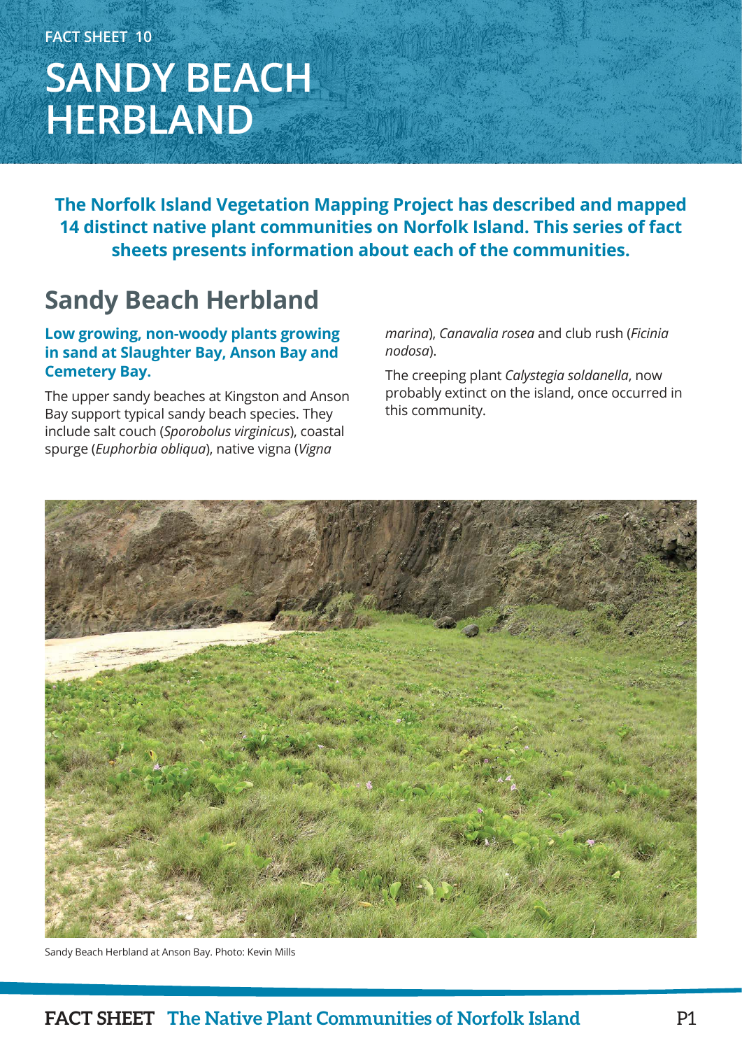FACT SHEET 10

# SANDY BEACH HERBLAND

**The Norfolk Island Vegetation Mapping Project has described and mapped 14 distinct native plant communities on Norfolk Island. This series of fact sheets presents information about each of the communities.**

## Sandy Beach Herbland

**Low growing, non-woody plants growing in sand at Slaughter Bay, Anson Bay and Cemetery Bay.**

The upper sandy beaches at Kingston and Anson Bay support typical sandy beach species. They include salt couch (*Sporobolus virginicus*), coastal spurge (*Euphorbia obliqua*), native vigna (*Vigna marina*), *Canavalia rosea* and club rush (*Ficinia nodosa*).

The creeping plant *Calystegia soldanella*, now probably extinct on the island, once occurred in this community.

Sandy Beach Herbland at Anson Bay. Photo: Kevin Mills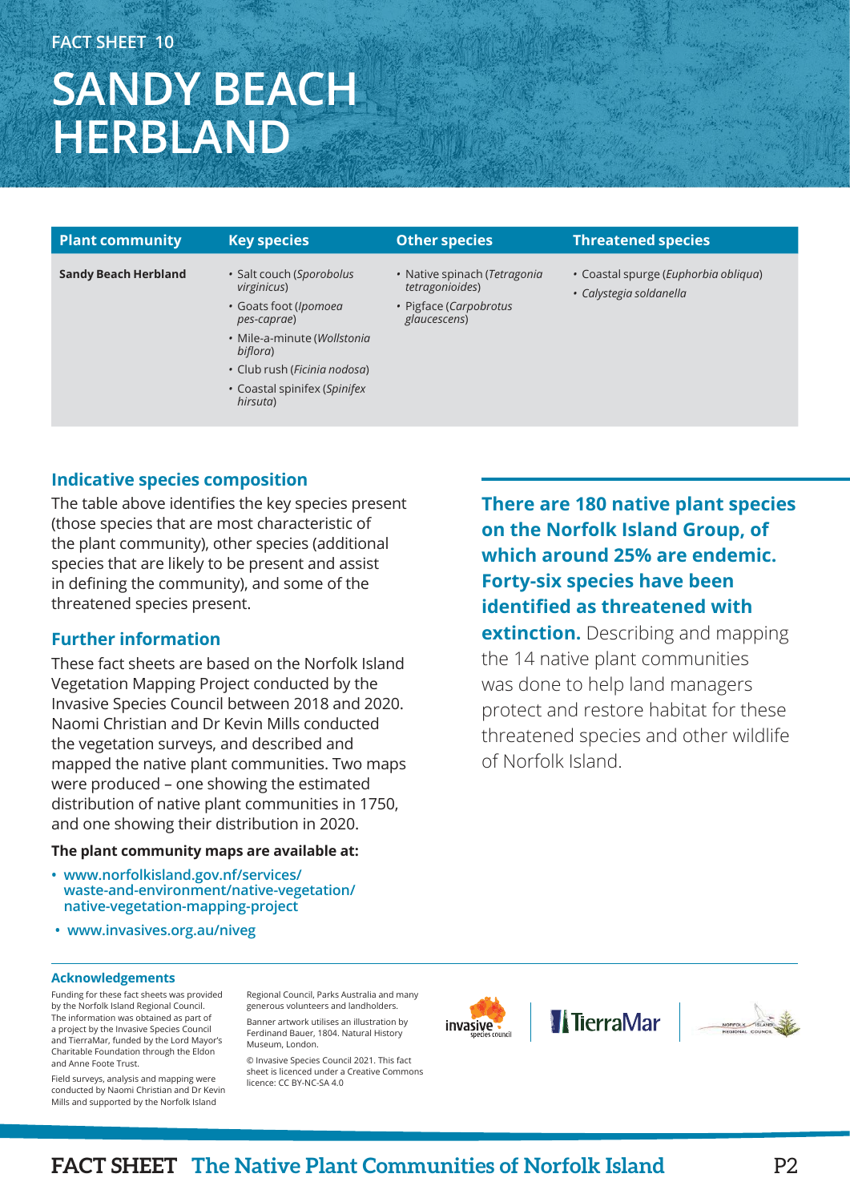FACT SHEET 10

# SANDY BEACH HERBLAND

| Plant community | Key species | Other species | Threatened species |
|---|---|---|---|
| **Sandy Beach Herbland** | • Salt couch (*Sporobolus virginicus*)<br>• Goats foot (*Ipomoea pes-caprae*)<br>• Mile-a-minute (*Wollstonia biflora*)<br>• Club rush (*Ficinia nodosa*)<br>• Coastal spinifex (*Spinifex hirsuta*) | • Native spinach (*Tetragonia tetragonioides*)<br>• Pigface (*Carpobrotus glaucescens*) | • Coastal spurge (*Euphorbia obliqua*)<br>• *Calystegia soldanella* |

## Indicative species composition

The table above identifies the key species present (those species that are most characteristic of the plant community), other species (additional species that are likely to be present and assist in defining the community), and some of the threatened species present.

## Further information

These fact sheets are based on the Norfolk Island Vegetation Mapping Project conducted by the Invasive Species Council between 2018 and 2020. Naomi Christian and Dr Kevin Mills conducted the vegetation surveys, and described and mapped the native plant communities. Two maps were produced – one showing the estimated distribution of native plant communities in 1750, and one showing their distribution in 2020.

**The plant community maps are available at:**

- www.norfolkisland.gov.nf/services/waste-and-environment/native-vegetation/native-vegetation-mapping-project
- www.invasives.org.au/niveg

**There are 180 native plant species on the Norfolk Island Group, of which around 25% are endemic. Forty-six species have been identified as threatened with extinction.** Describing and mapping the 14 native plant communities was done to help land managers protect and restore habitat for these threatened species and other wildlife of Norfolk Island.

### Acknowledgements

Funding for these fact sheets was provided by the Norfolk Island Regional Council. The information was obtained as part of a project by the Invasive Species Council and TierraMar, funded by the Lord Mayor's Charitable Foundation through the Eldon and Anne Foote Trust.

Field surveys, analysis and mapping were conducted by Naomi Christian and Dr Kevin Mills and supported by the Norfolk Island Regional Council, Parks Australia and many generous volunteers and landholders.

Banner artwork utilises an illustration by Ferdinand Bauer, 1804. Natural History Museum, London.

© Invasive Species Council 2021. This fact sheet is licenced under a Creative Commons licence: CC BY-NC-SA 4.0

invasive species council | TierraMar | Norfolk Island Regional Council